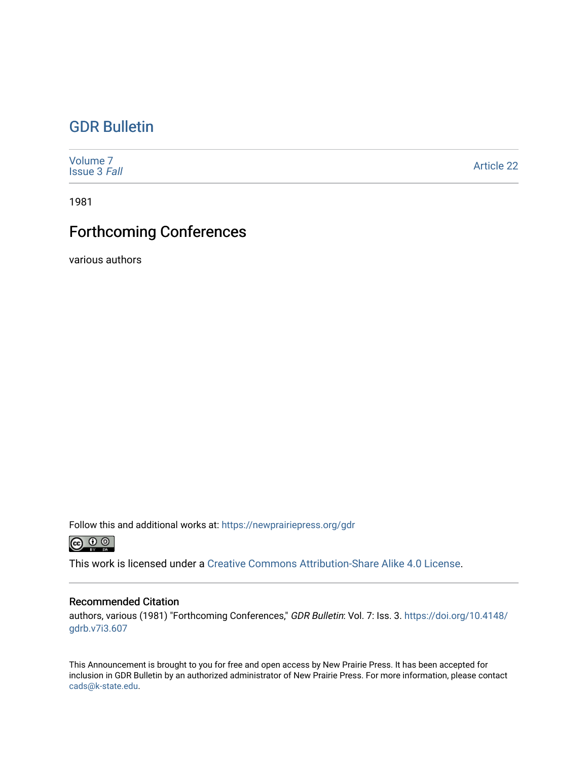# GDR Bulletin

Volume 7
Issue 3 *Fall*

Article 22

1981

## Forthcoming Conferences

various authors

Follow this and additional works at: https://newprairiepress.org/gdr

This work is licensed under a Creative Commons Attribution-Share Alike 4.0 License.

### Recommended Citation

authors, various (1981) "Forthcoming Conferences," *GDR Bulletin*: Vol. 7: Iss. 3. https://doi.org/10.4148/gdrb.v7i3.607

This Announcement is brought to you for free and open access by New Prairie Press. It has been accepted for inclusion in GDR Bulletin by an authorized administrator of New Prairie Press. For more information, please contact cads@k-state.edu.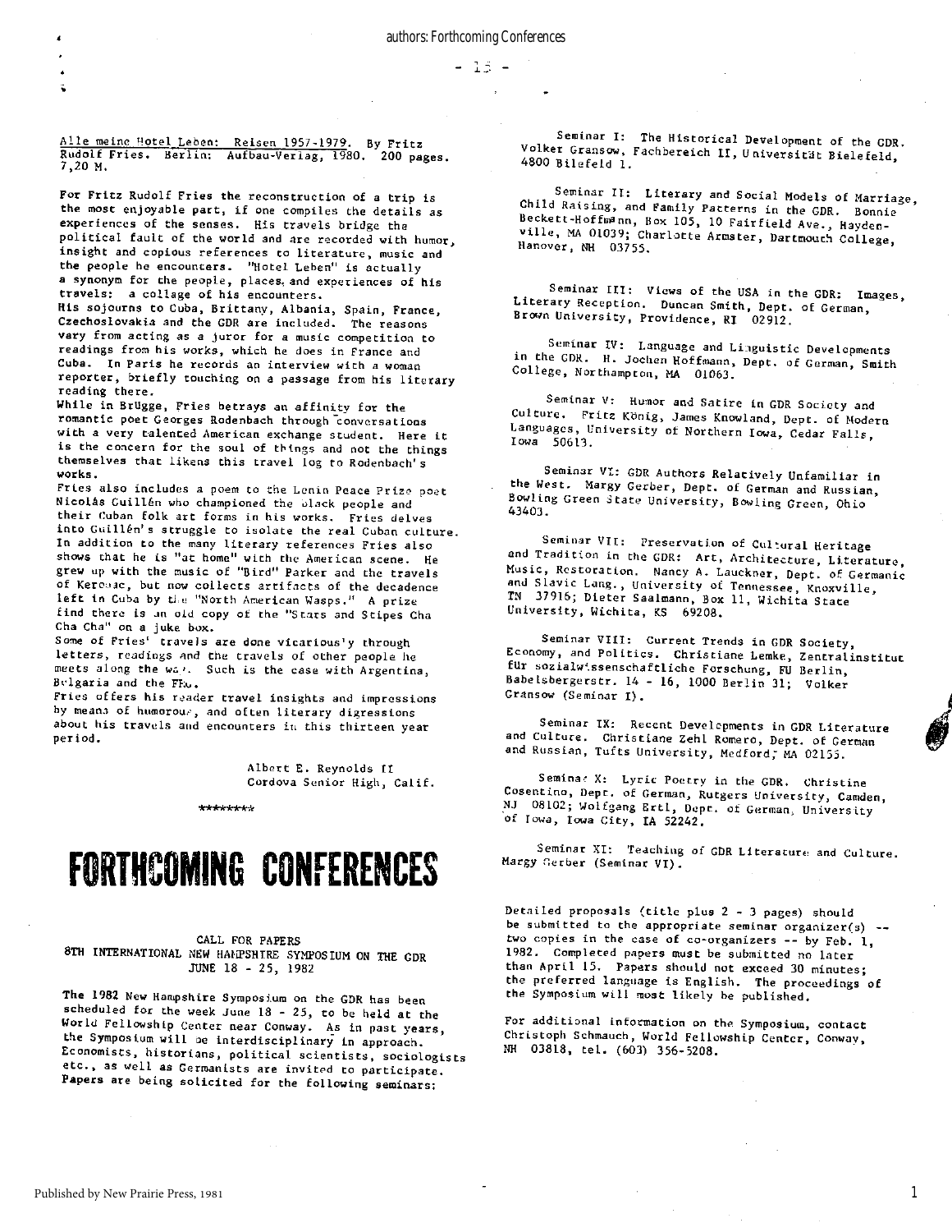Alle meine Hotel Leben: Reisen 1957-1979. By Fritz Rudolf Fries. Berlin: Aufbau-Verlag, 1980. 200 pages. 7,20 M.

For Fritz Rudolf Fries the reconstruction of a trip is the most enjoyable part, if one compiles the details as experiences of the senses. His travels bridge the political fault of the world and are recorded with humor, insight and copious references to literature, music and the people he encounters. "Hotel Leben" is actually a synonym for the people, places, and experiences of his travels: a collage of his encounters.

His sojourns to Cuba, Brittany, Albania, Spain, France, Czechoslovakia and the GDR are included. The reasons vary from acting as a juror for a music competition to readings from his works, which he does in France and Cuba. In Paris he records an interview with a woman reporter, briefly touching on a passage from his literary reading there.

While in Brügge, Fries betrays an affinity for the romantic poet Georges Rodenbach through conversations with a very talented American exchange student. Here it is the concern for the soul of things and not the things themselves that likens this travel log to Rodenbach's works.

Fries also includes a poem to the Lenin Peace Prize poet Nicolás Guillén who championed the black people and their Cuban folk art forms in his works. Fries delves into Guillén's struggle to isolate the real Cuban culture. In addition to the many literary references Fries also shows that he is "at home" with the American scene. He grew up with the music of "Bird" Parker and the travels of Kerouac, but now collects artifacts of the decadence left in Cuba by the "North American Wasps." A prize find there is an old copy of the "Stars and Stipes Cha Cha Cha" on a juke box.

Some of Fries' travels are done vicariously through letters, readings and the travels of other people he meets along the way. Such is the case with Argentina, Bulgaria and the FRG.

Fries offers his reader travel insights and impressions by means of humorous, and often literary digressions about his travels and encounters in this thirteen year period.

Albert E. Reynolds II
Cordova Senior High, Calif.

********

# FORTHCOMING CONFERENCES

CALL FOR PAPERS
8TH INTERNATIONAL NEW HAMPSHIRE SYMPOSIUM ON THE GDR
JUNE 18 - 25, 1982

The 1982 New Hampshire Symposium on the GDR has been scheduled for the week June 18 - 25, to be held at the World Fellowship Center near Conway. As in past years, the Symposium will be interdisciplinary in approach. Economists, historians, political scientists, sociologists etc., as well as Germanists are invited to participate. Papers are being solicited for the following seminars:

Seminar I: The Historical Development of the GDR. Volker Gransow, Fachbereich II, Universität Bielefeld, 4800 Bielefeld 1.

Seminar II: Literary and Social Models of Marriage, Child Raising, and Family Patterns in the GDR. Bonnie Beckett-Hoffmann, Box 105, 10 Fairfield Ave., Haydenville, MA 01039; Charlotte Armster, Dartmouth College, Hanover, NH 03755.

Seminar III: Views of the USA in the GDR: Images, Literary Reception. Duncan Smith, Dept. of German, Brown University, Providence, RI 02912.

Seminar IV: Language and Linguistic Developments in the GDR. H. Jochen Hoffmann, Dept. of German, Smith College, Northampton, MA 01063.

Seminar V: Humor and Satire in GDR Society and Culture. Fritz König, James Knowland, Dept. of Modern Languages, University of Northern Iowa, Cedar Falls, Iowa 50613.

Seminar VI: GDR Authors Relatively Unfamiliar in the West. Margy Gerber, Dept. of German and Russian, Bowling Green State University, Bowling Green, Ohio 43403.

Seminar VII: Preservation of Cultural Heritage and Tradition in the GDR: Art, Architecture, Literature, Music, Restoration. Nancy A. Lauckner, Dept. of Germanic and Slavic Lang., University of Tennessee, Knoxville, TN 37916; Dieter Saalmann, Box 11, Wichita State University, Wichita, KS 69208.

Seminar VIII: Current Trends in GDR Society, Economy, and Politics. Christiane Lemke, Zentralinstitut für sozialwissenschaftliche Forschung, FU Berlin, Babelsbergerstr. 14 - 16, 1000 Berlin 31; Volker Gransow (Seminar I).

Seminar IX: Recent Developments in GDR Literature and Culture. Christiane Zehl Romero, Dept. of German and Russian, Tufts University, Medford, MA 02155.

Seminar X: Lyric Poetry in the GDR. Christine Cosentino, Dept. of German, Rutgers University, Camden, NJ 08102; Wolfgang Ertl, Dept. of German, University of Iowa, Iowa City, IA 52242.

Seminar XI: Teaching of GDR Literature and Culture. Margy Gerber (Seminar VI).

Detailed proposals (title plus 2 - 3 pages) should be submitted to the appropriate seminar organizer(s) -- two copies in the case of co-organizers -- by Feb. 1, 1982. Completed papers must be submitted no later than April 15. Papers should not exceed 30 minutes; the preferred language is English. The proceedings of the Symposium will most likely be published.

For additional information on the Symposium, contact Christoph Schmauch, World Fellowship Center, Conway, NH 03818, tel. (603) 356-5208.